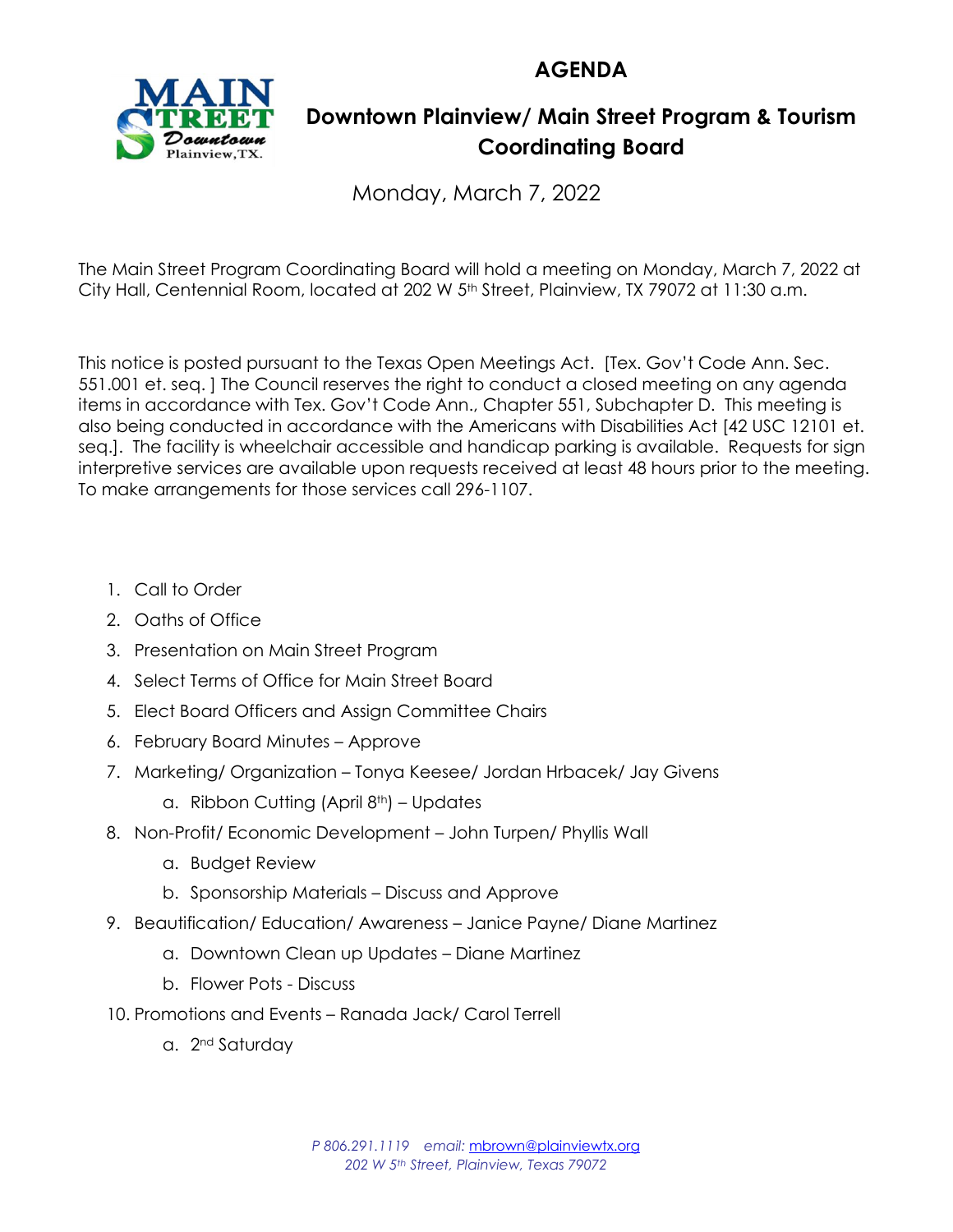# AGENDA

## Downtown Plainview/ Main Street Program & Tourism Coordinating Board

Monday, March 7, 2022

The Main Street Program Coordinating Board will hold a meeting on Monday, March 7, 2022 at City Hall, Centennial Room, located at 202 W 5th Street, Plainview, TX 79072 at 11:30 a.m.

This notice is posted pursuant to the Texas Open Meetings Act. [Tex. Gov't Code Ann. Sec. 551.001 et. seq. ] The Council reserves the right to conduct a closed meeting on any agenda items in accordance with Tex. Gov't Code Ann., Chapter 551, Subchapter D. This meeting is also being conducted in accordance with the Americans with Disabilities Act [42 USC 12101 et. seq.]. The facility is wheelchair accessible and handicap parking is available. Requests for sign interpretive services are available upon requests received at least 48 hours prior to the meeting. To make arrangements for those services call 296-1107.

1. Call to Order
2. Oaths of Office
3. Presentation on Main Street Program
4. Select Terms of Office for Main Street Board
5. Elect Board Officers and Assign Committee Chairs
6. February Board Minutes – Approve
7. Marketing/ Organization – Tonya Keesee/ Jordan Hrbacek/ Jay Givens
   a. Ribbon Cutting (April 8th) – Updates
8. Non-Profit/ Economic Development – John Turpen/ Phyllis Wall
   a. Budget Review
   b. Sponsorship Materials – Discuss and Approve
9. Beautification/ Education/ Awareness – Janice Payne/ Diane Martinez
   a. Downtown Clean up Updates – Diane Martinez
   b. Flower Pots - Discuss
10. Promotions and Events – Ranada Jack/ Carol Terrell
    a. 2nd Saturday

*P 806.291.1119 email: mbrown@plainviewtx.org*
*202 W 5th Street, Plainview, Texas 79072*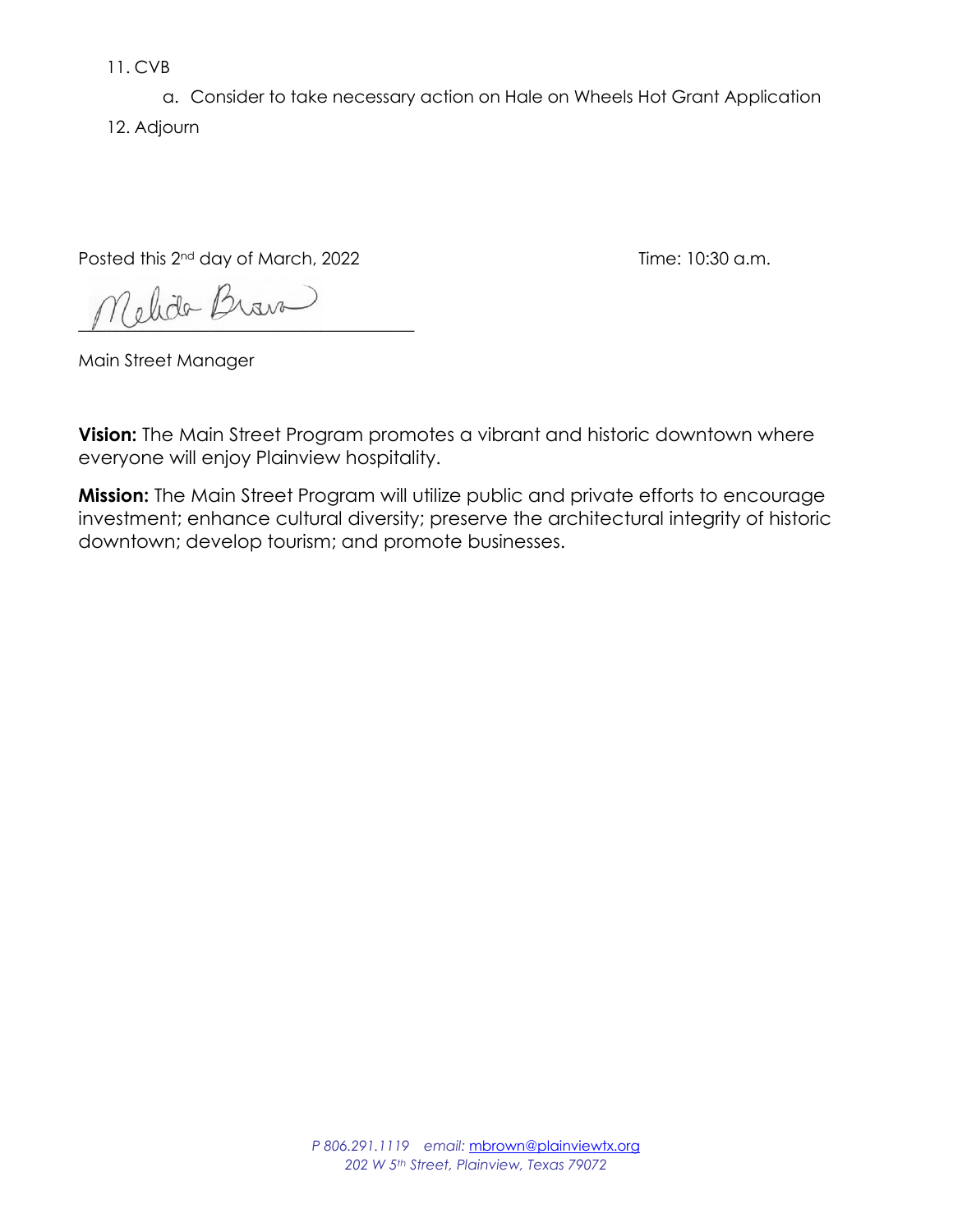11. CVB

    a. Consider to take necessary action on Hale on Wheels Hot Grant Application

12. Adjourn

Posted this 2nd day of March, 2022 Time: 10:30 a.m.

Melida Brown

Main Street Manager

**Vision:** The Main Street Program promotes a vibrant and historic downtown where everyone will enjoy Plainview hospitality.

**Mission:** The Main Street Program will utilize public and private efforts to encourage investment; enhance cultural diversity; preserve the architectural integrity of historic downtown; develop tourism; and promote businesses.

*P 806.291.1119 email:* mbrown@plainviewtx.org
*202 W 5th Street, Plainview, Texas 79072*